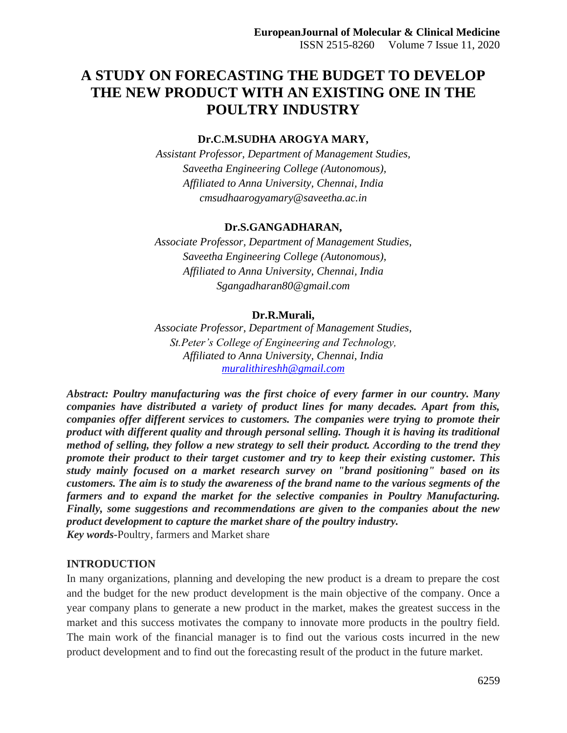# A STUDY ON FORECASTING THE BUDGET TO DEVELOP THE NEW PRODUCT WITH AN EXISTING ONE IN THE POULTRY INDUSTRY

**Dr.C.M.SUDHA AROGYA MARY,**

*Assistant Professor, Department of Management Studies,*
*Saveetha Engineering College (Autonomous),*
*Affiliated to Anna University, Chennai, India*
*cmsudhaarogyamary@saveetha.ac.in*

**Dr.S.GANGADHARAN,**

*Associate Professor, Department of Management Studies,*
*Saveetha Engineering College (Autonomous),*
*Affiliated to Anna University, Chennai, India*
*Sgangadharan80@gmail.com*

**Dr.R.Murali,**

*Associate Professor, Department of Management Studies,*
*St.Peter's College of Engineering and Technology,*
*Affiliated to Anna University, Chennai, India*
*muralithireshh@gmail.com*

***Abstract: Poultry manufacturing was the first choice of every farmer in our country. Many companies have distributed a variety of product lines for many decades. Apart from this, companies offer different services to customers. The companies were trying to promote their product with different quality and through personal selling. Though it is having its traditional method of selling, they follow a new strategy to sell their product. According to the trend they promote their product to their target customer and try to keep their existing customer. This study mainly focused on a market research survey on "brand positioning" based on its customers. The aim is to study the awareness of the brand name to the various segments of the farmers and to expand the market for the selective companies in Poultry Manufacturing. Finally, some suggestions and recommendations are given to the companies about the new product development to capture the market share of the poultry industry.***

***Key words-***Poultry, farmers and Market share

## INTRODUCTION

In many organizations, planning and developing the new product is a dream to prepare the cost and the budget for the new product development is the main objective of the company. Once a year company plans to generate a new product in the market, makes the greatest success in the market and this success motivates the company to innovate more products in the poultry field. The main work of the financial manager is to find out the various costs incurred in the new product development and to find out the forecasting result of the product in the future market.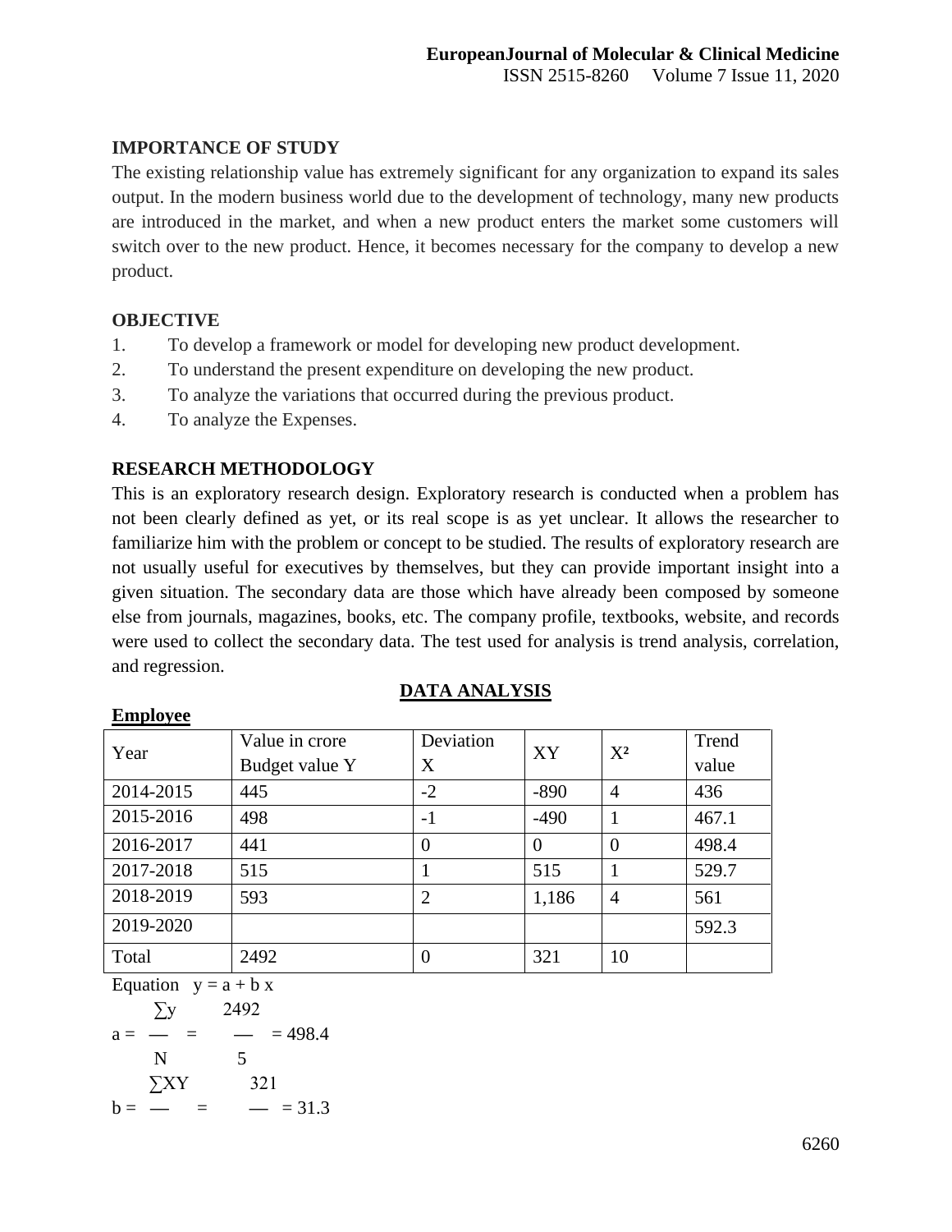**IMPORTANCE OF STUDY**

The existing relationship value has extremely significant for any organization to expand its sales output. In the modern business world due to the development of technology, many new products are introduced in the market, and when a new product enters the market some customers will switch over to the new product. Hence, it becomes necessary for the company to develop a new product.

**OBJECTIVE**

1. To develop a framework or model for developing new product development.
2. To understand the present expenditure on developing the new product.
3. To analyze the variations that occurred during the previous product.
4. To analyze the Expenses.

**RESEARCH METHODOLOGY**

This is an exploratory research design. Exploratory research is conducted when a problem has not been clearly defined as yet, or its real scope is as yet unclear. It allows the researcher to familiarize him with the problem or concept to be studied. The results of exploratory research are not usually useful for executives by themselves, but they can provide important insight into a given situation. The secondary data are those which have already been composed by someone else from journals, magazines, books, etc. The company profile, textbooks, website, and records were used to collect the secondary data. The test used for analysis is trend analysis, correlation, and regression.

**DATA ANALYSIS**

**Employee**

| Year | Value in crore Budget value Y | Deviation X | XY | $X^2$ | Trend value |
|---|---|---|---|---|---|
| 2014-2015 | 445 | -2 | -890 | 4 | 436 |
| 2015-2016 | 498 | -1 | -490 | 1 | 467.1 |
| 2016-2017 | 441 | 0 | 0 | 0 | 498.4 |
| 2017-2018 | 515 | 1 | 515 | 1 | 529.7 |
| 2018-2019 | 593 | 2 | 1,186 | 4 | 561 |
| 2019-2020 | | | | | 592.3 |
| Total | 2492 | 0 | 321 | 10 | |

Equation $y = a + b x$

$$a = \frac{\sum y}{N} = \frac{2492}{5} = 498.4$$

$$b = \frac{\sum XY}{} = \frac{321}{} = 31.3$$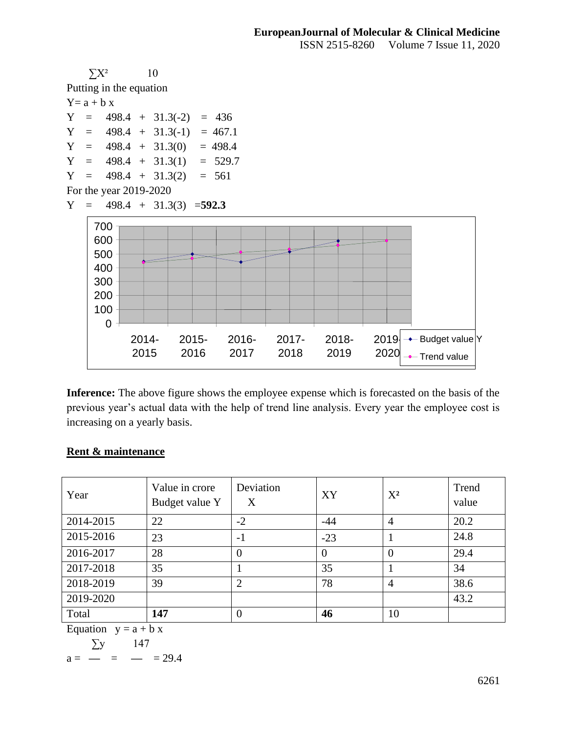$\sum X^2 \quad 10$

Putting in the equation

Y= a + b x

$Y = 498.4 + 31.3(-2) = 436$

$Y = 498.4 + 31.3(-1) = 467.1$

$Y = 498.4 + 31.3(0) = 498.4$

$Y = 498.4 + 31.3(1) = 529.7$

$Y = 498.4 + 31.3(2) = 561$

For the year 2019-2020

$Y = 498.4 + 31.3(3) =$ **592.3**

**Inference:** The above figure shows the employee expense which is forecasted on the basis of the previous year's actual data with the help of trend line analysis. Every year the employee cost is increasing on a yearly basis.

**Rent & maintenance**

| Year | Value in crore Budget value Y | Deviation X | XY | X² | Trend value |
|---|---|---|---|---|---|
| 2014-2015 | 22 | -2 | -44 | 4 | 20.2 |
| 2015-2016 | 23 | -1 | -23 | 1 | 24.8 |
| 2016-2017 | 28 | 0 | 0 | 0 | 29.4 |
| 2017-2018 | 35 | 1 | 35 | 1 | 34 |
| 2018-2019 | 39 | 2 | 78 | 4 | 38.6 |
| 2019-2020 | | | | | 43.2 |
| Total | **147** | 0 | **46** | 10 | |

Equation $y = a + b x$

$$a = \frac{\sum y}{} = \frac{147}{} = 29.4$$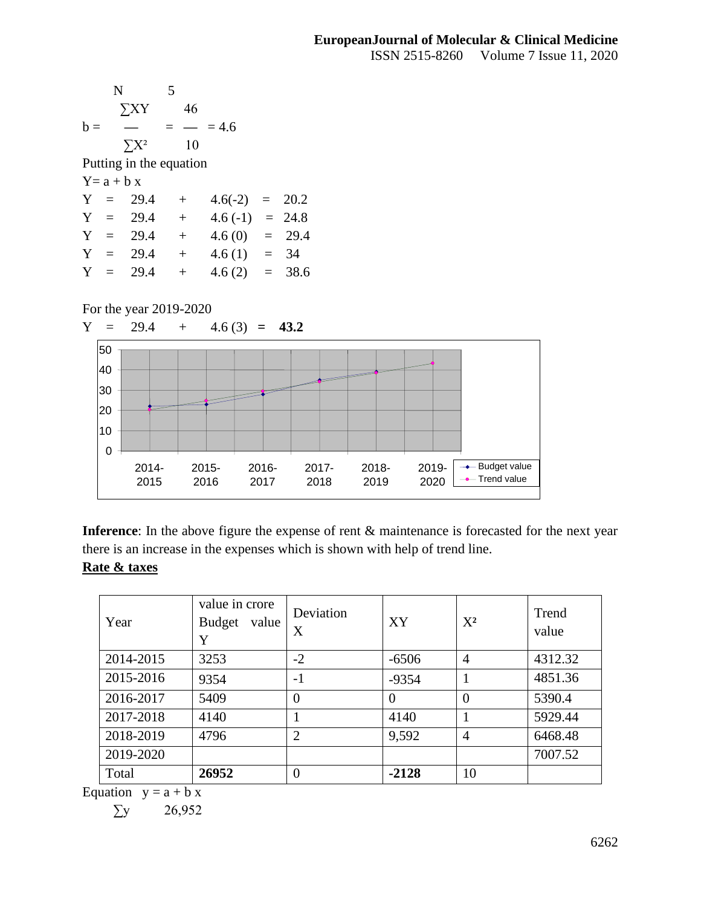N 5

$$b = \frac{\sum XY}{\sum X^2} = \frac{46}{10} = 4.6$$

Putting in the equation

Y= a + b x

Y = 29.4 + 4.6(-2) = 20.2

Y = 29.4 + 4.6 (-1) = 24.8

Y = 29.4 + 4.6 (0) = 29.4

Y = 29.4 + 4.6 (1) = 34

Y = 29.4 + 4.6 (2) = 38.6

For the year 2019-2020

Y = 29.4 + 4.6 (3) = **43.2**

**Inference**: In the above figure the expense of rent & maintenance is forecasted for the next year there is an increase in the expenses which is shown with help of trend line.

**Rate & taxes**

| Year | value in crore Budget value Y | Deviation X | XY | X² | Trend value |
|---|---|---|---|---|---|
| 2014-2015 | 3253 | -2 | -6506 | 4 | 4312.32 |
| 2015-2016 | 9354 | -1 | -9354 | 1 | 4851.36 |
| 2016-2017 | 5409 | 0 | 0 | 0 | 5390.4 |
| 2017-2018 | 4140 | 1 | 4140 | 1 | 5929.44 |
| 2018-2019 | 4796 | 2 | 9,592 | 4 | 6468.48 |
| 2019-2020 | | | | | 7007.52 |
| Total | **26952** | 0 | **-2128** | 10 | |

Equation y = a + b x

∑y 26,952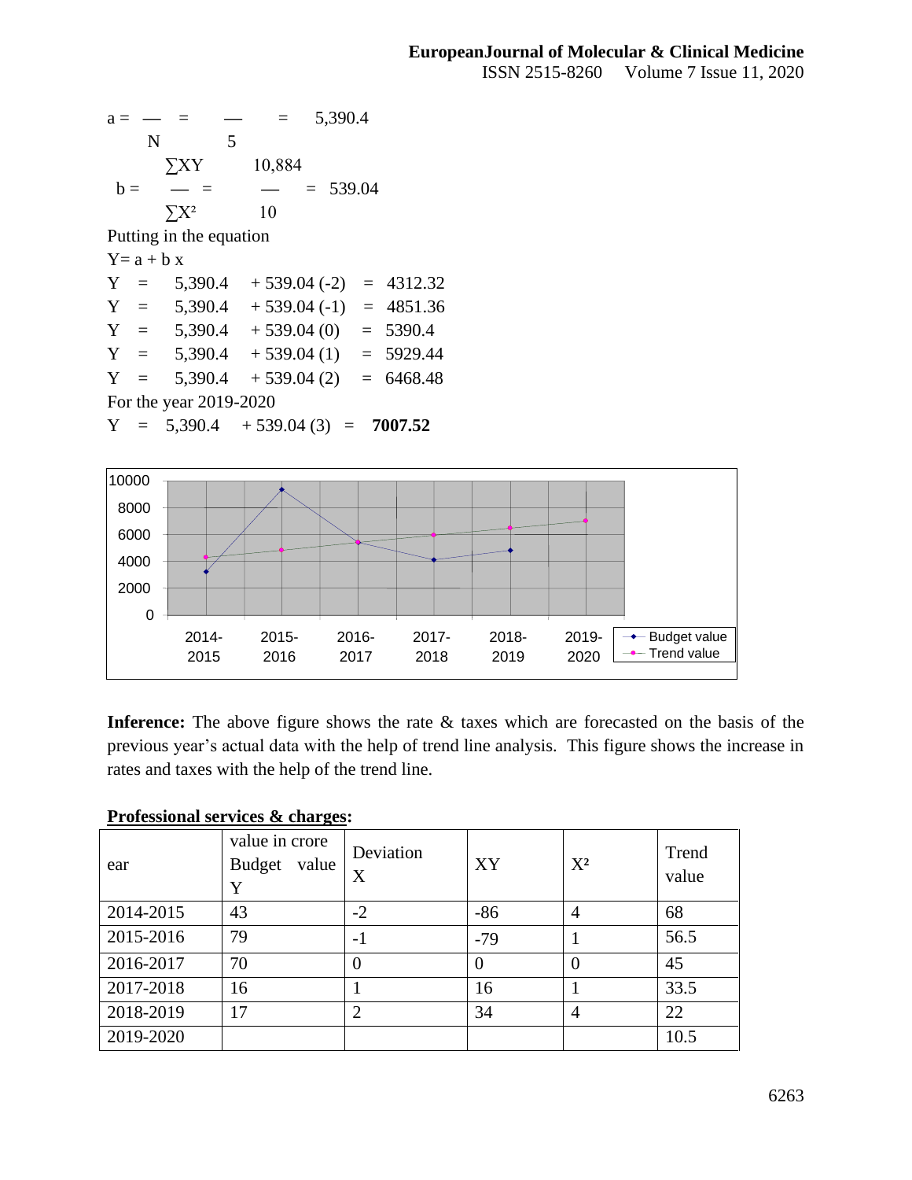$$a = \frac{}{N} = \frac{}{5} = 5,390.4$$

$$b = \frac{\sum XY}{\sum X^2} = \frac{10,884}{10} = 539.04$$

Putting in the equation

$Y = a + b\,x$

$Y = 5,390.4 + 539.04(-2) = 4312.32$

$Y = 5,390.4 + 539.04(-1) = 4851.36$

$Y = 5,390.4 + 539.04(0) = 5390.4$

$Y = 5,390.4 + 539.04(1) = 5929.44$

$Y = 5,390.4 + 539.04(2) = 6468.48$

For the year 2019-2020

$Y = 5,390.4 + 539.04(3) =$ **7007.52**

**Inference:** The above figure shows the rate & taxes which are forecasted on the basis of the previous year's actual data with the help of trend line analysis. This figure shows the increase in rates and taxes with the help of the trend line.

**Professional services & charges:**

| ear | value in crore Budget value Y | Deviation X | XY | X² | Trend value |
|---|---|---|---|---|---|
| 2014-2015 | 43 | -2 | -86 | 4 | 68 |
| 2015-2016 | 79 | -1 | -79 | 1 | 56.5 |
| 2016-2017 | 70 | 0 | 0 | 0 | 45 |
| 2017-2018 | 16 | 1 | 16 | 1 | 33.5 |
| 2018-2019 | 17 | 2 | 34 | 4 | 22 |
| 2019-2020 | | | | | 10.5 |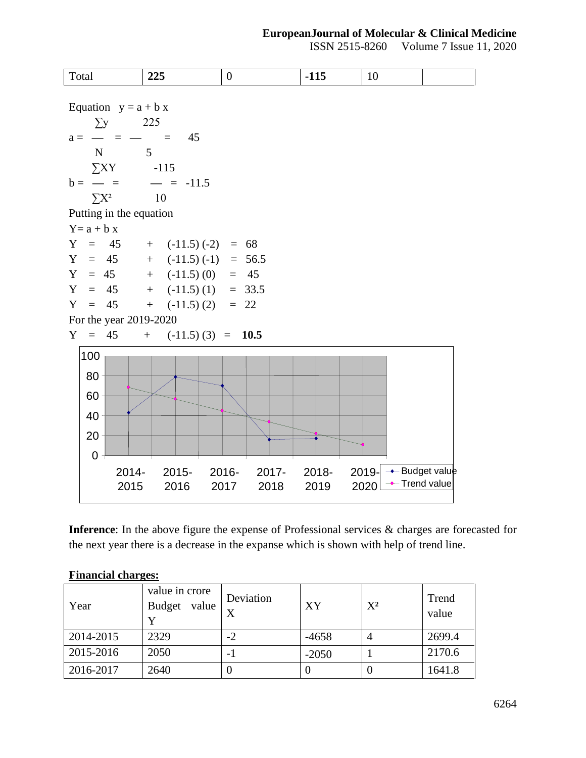| Total | **225** | 0 | **-115** | 10 | |
|---|---|---|---|---|---|

Equation $y = a + b x$

$$a = \frac{\sum y}{N} = \frac{225}{5} = 45$$

$$b = \frac{\sum XY}{\sum X^2} = \frac{-115}{10} = -11.5$$

Putting in the equation

$Y = a + b x$

$Y = 45 + (-11.5)(-2) = 68$

$Y = 45 + (-11.5)(-1) = 56.5$

$Y = 45 + (-11.5)(0) = 45$

$Y = 45 + (-11.5)(1) = 33.5$

$Y = 45 + (-11.5)(2) = 22$

For the year 2019-2020

$Y = 45 + (-11.5)(3) =$ **10.5**

**Inference**: In the above figure the expense of Professional services & charges are forecasted for the next year there is a decrease in the expanse which is shown with help of trend line.

**Financial charges:**

| Year | value in crore Budget value Y | Deviation X | XY | X² | Trend value |
|---|---|---|---|---|---|
| 2014-2015 | 2329 | -2 | -4658 | 4 | 2699.4 |
| 2015-2016 | 2050 | -1 | -2050 | 1 | 2170.6 |
| 2016-2017 | 2640 | 0 | 0 | 0 | 1641.8 |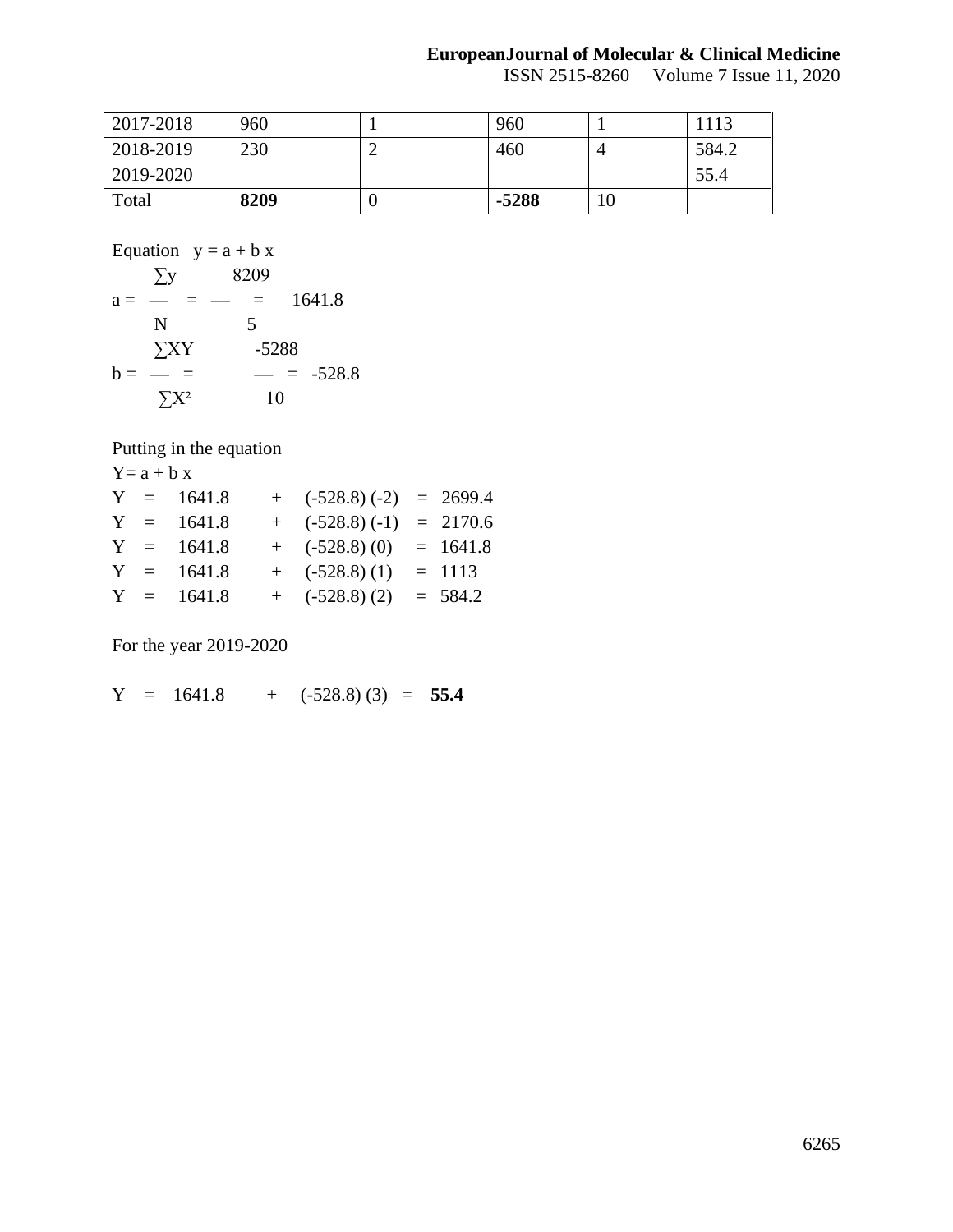| | | | | | |
|---|---|---|---|---|---|
| 2017-2018 | 960 | 1 | 960 | 1 | 1113 |
| 2018-2019 | 230 | 2 | 460 | 4 | 584.2 |
| 2019-2020 | | | | | 55.4 |
| Total | **8209** | 0 | **-5288** | 10 | |

Equation $y = a + b x$

$$a = \frac{\sum y}{N} = \frac{8209}{5} = 1641.8$$

$$b = \frac{\sum XY}{\sum X^2} = \frac{-5288}{10} = -528.8$$

Putting in the equation

$Y = a + b x$

$Y = 1641.8 + (-528.8)(-2) = 2699.4$

$Y = 1641.8 + (-528.8)(-1) = 2170.6$

$Y = 1641.8 + (-528.8)(0) = 1641.8$

$Y = 1641.8 + (-528.8)(1) = 1113$

$Y = 1641.8 + (-528.8)(2) = 584.2$

For the year 2019-2020

$Y = 1641.8 + (-528.8)(3) =$ **55.4**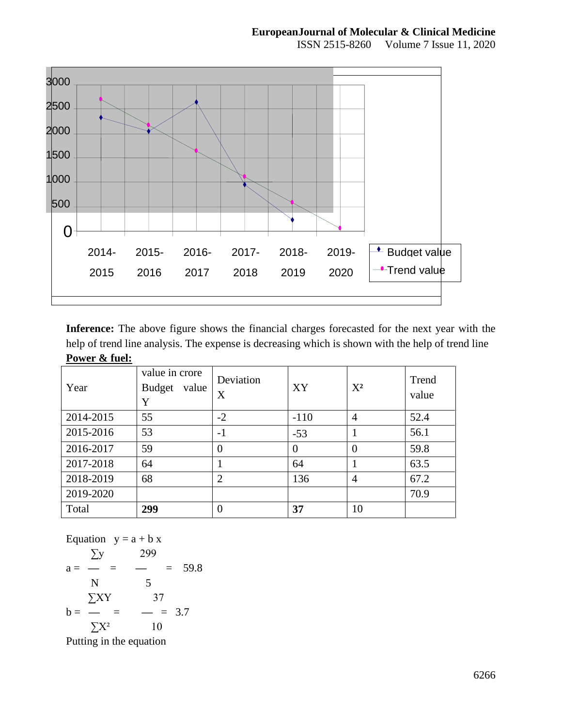**Inference:** The above figure shows the financial charges forecasted for the next year with the help of trend line analysis. The expense is decreasing which is shown with the help of trend line

**<u>Power & fuel:</u>**

| Year | value in crore Budget value Y | Deviation X | XY | $X^2$ | Trend value |
|---|---|---|---|---|---|
| 2014-2015 | 55 | -2 | -110 | 4 | 52.4 |
| 2015-2016 | 53 | -1 | -53 | 1 | 56.1 |
| 2016-2017 | 59 | 0 | 0 | 0 | 59.8 |
| 2017-2018 | 64 | 1 | 64 | 1 | 63.5 |
| 2018-2019 | 68 | 2 | 136 | 4 | 67.2 |
| 2019-2020 | | | | | 70.9 |
| Total | **299** | 0 | **37** | 10 | |

Equation $y = a + b x$

$$a = \frac{\sum y}{N} = \frac{299}{5} = 59.8$$

$$b = \frac{\sum XY}{\sum X^2} = \frac{37}{10} = 3.7$$

Putting in the equation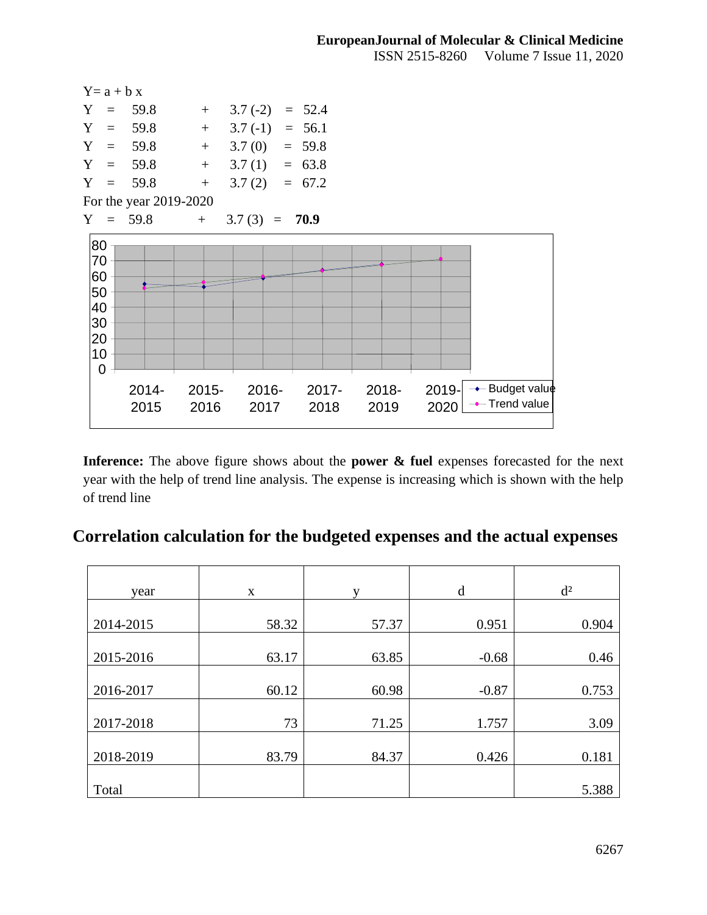$Y = a + b\,x$

$Y = 59.8 + 3.7(-2) = 52.4$

$Y = 59.8 + 3.7(-1) = 56.1$

$Y = 59.8 + 3.7(0) = 59.8$

$Y = 59.8 + 3.7(1) = 63.8$

$Y = 59.8 + 3.7(2) = 67.2$

For the year 2019-2020

$Y = 59.8 + 3.7(3) =$ **70.9**

**Inference:** The above figure shows about the **power & fuel** expenses forecasted for the next year with the help of trend line analysis. The expense is increasing which is shown with the help of trend line

## Correlation calculation for the budgeted expenses and the actual expenses

| year | x | y | d | d² |
|---|---|---|---|---|
| 2014-2015 | 58.32 | 57.37 | 0.951 | 0.904 |
| 2015-2016 | 63.17 | 63.85 | -0.68 | 0.46 |
| 2016-2017 | 60.12 | 60.98 | -0.87 | 0.753 |
| 2017-2018 | 73 | 71.25 | 1.757 | 3.09 |
| 2018-2019 | 83.79 | 84.37 | 0.426 | 0.181 |
| Total | | | | 5.388 |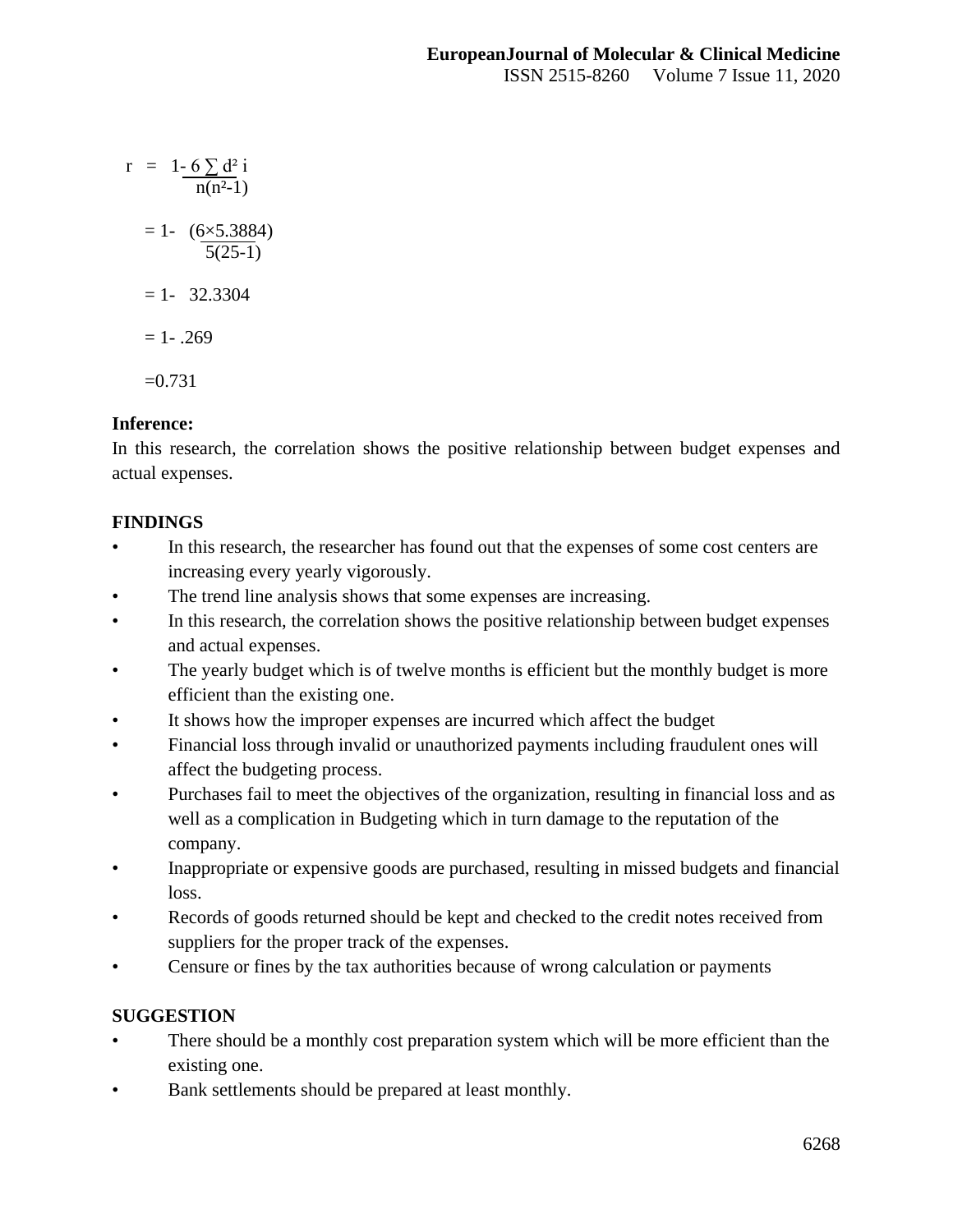$$r = 1 - \frac{6 \sum d^2 i}{n(n^2-1)}$$

$$= 1 - \frac{(6 \times 5.3884)}{5(25-1)}$$

$$= 1 - 32.3304$$

$$= 1 - .269$$

$$=0.731$$

**Inference:**

In this research, the correlation shows the positive relationship between budget expenses and actual expenses.

**FINDINGS**

- In this research, the researcher has found out that the expenses of some cost centers are increasing every yearly vigorously.
- The trend line analysis shows that some expenses are increasing.
- In this research, the correlation shows the positive relationship between budget expenses and actual expenses.
- The yearly budget which is of twelve months is efficient but the monthly budget is more efficient than the existing one.
- It shows how the improper expenses are incurred which affect the budget
- Financial loss through invalid or unauthorized payments including fraudulent ones will affect the budgeting process.
- Purchases fail to meet the objectives of the organization, resulting in financial loss and as well as a complication in Budgeting which in turn damage to the reputation of the company.
- Inappropriate or expensive goods are purchased, resulting in missed budgets and financial loss.
- Records of goods returned should be kept and checked to the credit notes received from suppliers for the proper track of the expenses.
- Censure or fines by the tax authorities because of wrong calculation or payments

**SUGGESTION**

- There should be a monthly cost preparation system which will be more efficient than the existing one.
- Bank settlements should be prepared at least monthly.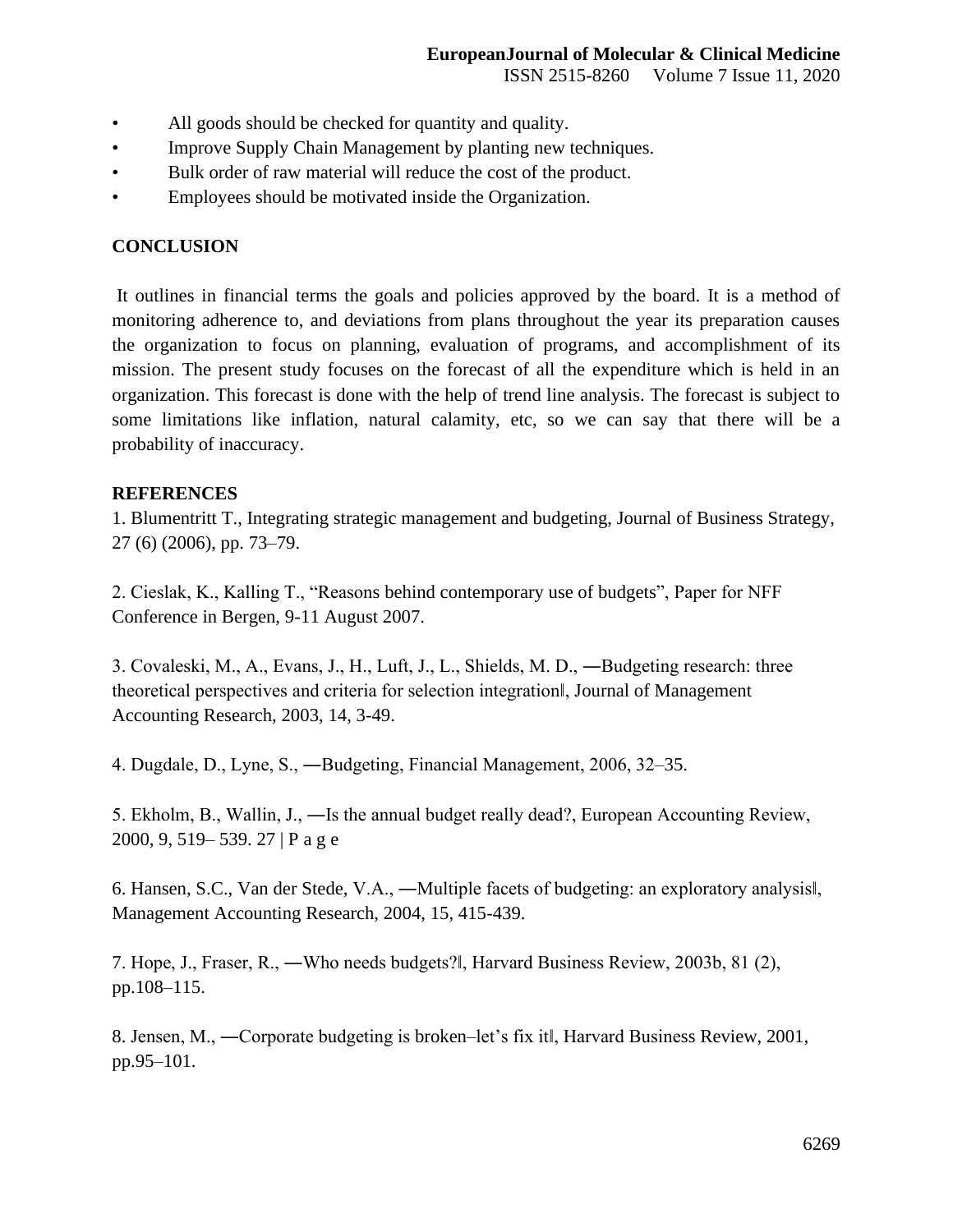- All goods should be checked for quantity and quality.
- Improve Supply Chain Management by planting new techniques.
- Bulk order of raw material will reduce the cost of the product.
- Employees should be motivated inside the Organization.

## CONCLUSION

It outlines in financial terms the goals and policies approved by the board. It is a method of monitoring adherence to, and deviations from plans throughout the year its preparation causes the organization to focus on planning, evaluation of programs, and accomplishment of its mission. The present study focuses on the forecast of all the expenditure which is held in an organization. This forecast is done with the help of trend line analysis. The forecast is subject to some limitations like inflation, natural calamity, etc, so we can say that there will be a probability of inaccuracy.

## REFERENCES

1. Blumentritt T., Integrating strategic management and budgeting, Journal of Business Strategy, 27 (6) (2006), pp. 73–79.

2. Cieslak, K., Kalling T., "Reasons behind contemporary use of budgets", Paper for NFF Conference in Bergen, 9-11 August 2007.

3. Covaleski, M., A., Evans, J., H., Luft, J., L., Shields, M. D., ―Budgeting research: three theoretical perspectives and criteria for selection integration‖, Journal of Management Accounting Research, 2003, 14, 3-49.

4. Dugdale, D., Lyne, S., ―Budgeting, Financial Management, 2006, 32–35.

5. Ekholm, B., Wallin, J., ―Is the annual budget really dead?, European Accounting Review, 2000, 9, 519– 539. 27 | P a g e

6. Hansen, S.C., Van der Stede, V.A., ―Multiple facets of budgeting: an exploratory analysis‖, Management Accounting Research, 2004, 15, 415-439.

7. Hope, J., Fraser, R., ―Who needs budgets?‖, Harvard Business Review, 2003b, 81 (2), pp.108–115.

8. Jensen, M., ―Corporate budgeting is broken–let's fix it‖, Harvard Business Review, 2001, pp.95–101.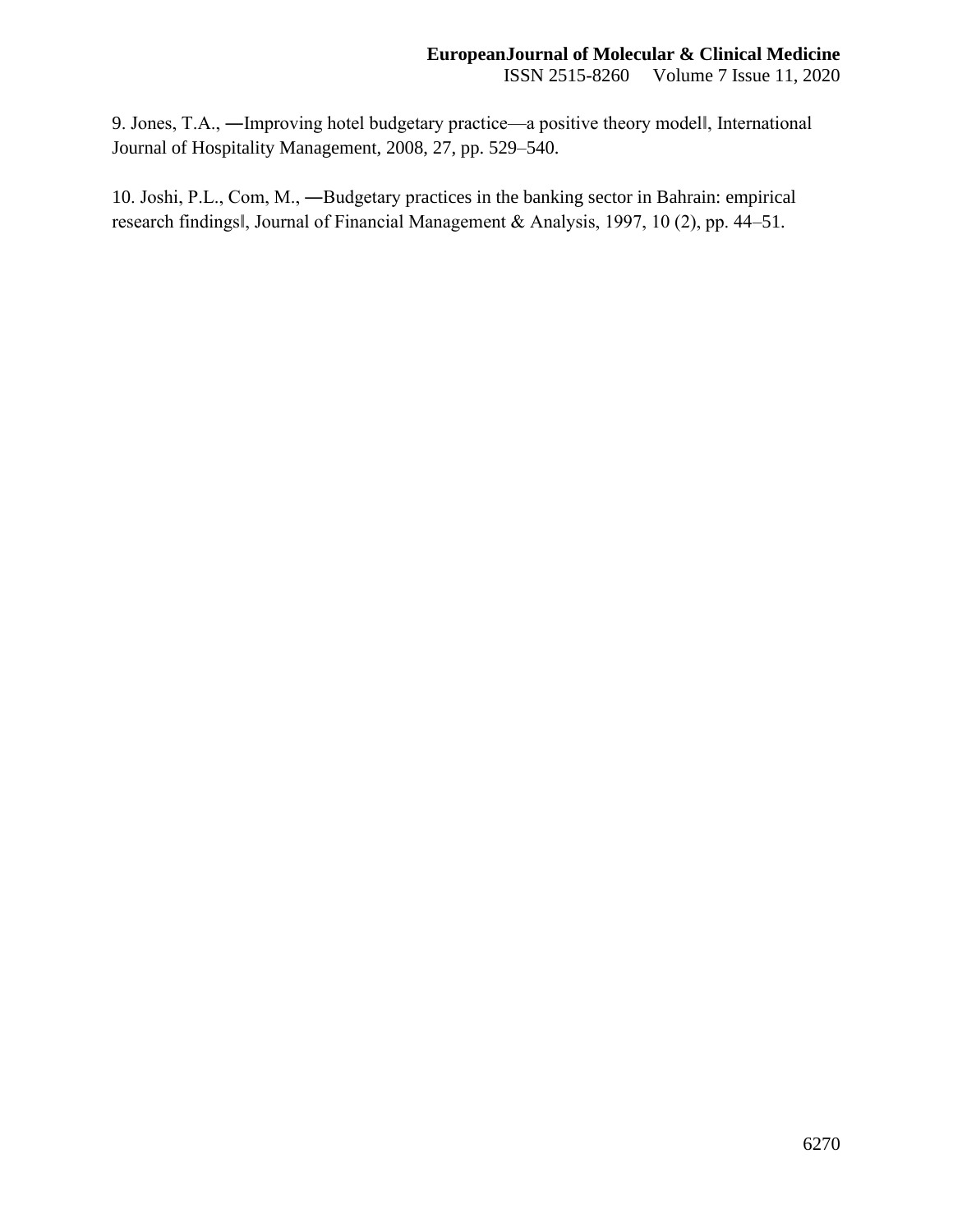9. Jones, T.A., ―Improving hotel budgetary practice—a positive theory model‖, International Journal of Hospitality Management, 2008, 27, pp. 529–540.

10. Joshi, P.L., Com, M., ―Budgetary practices in the banking sector in Bahrain: empirical research findings‖, Journal of Financial Management & Analysis, 1997, 10 (2), pp. 44–51.